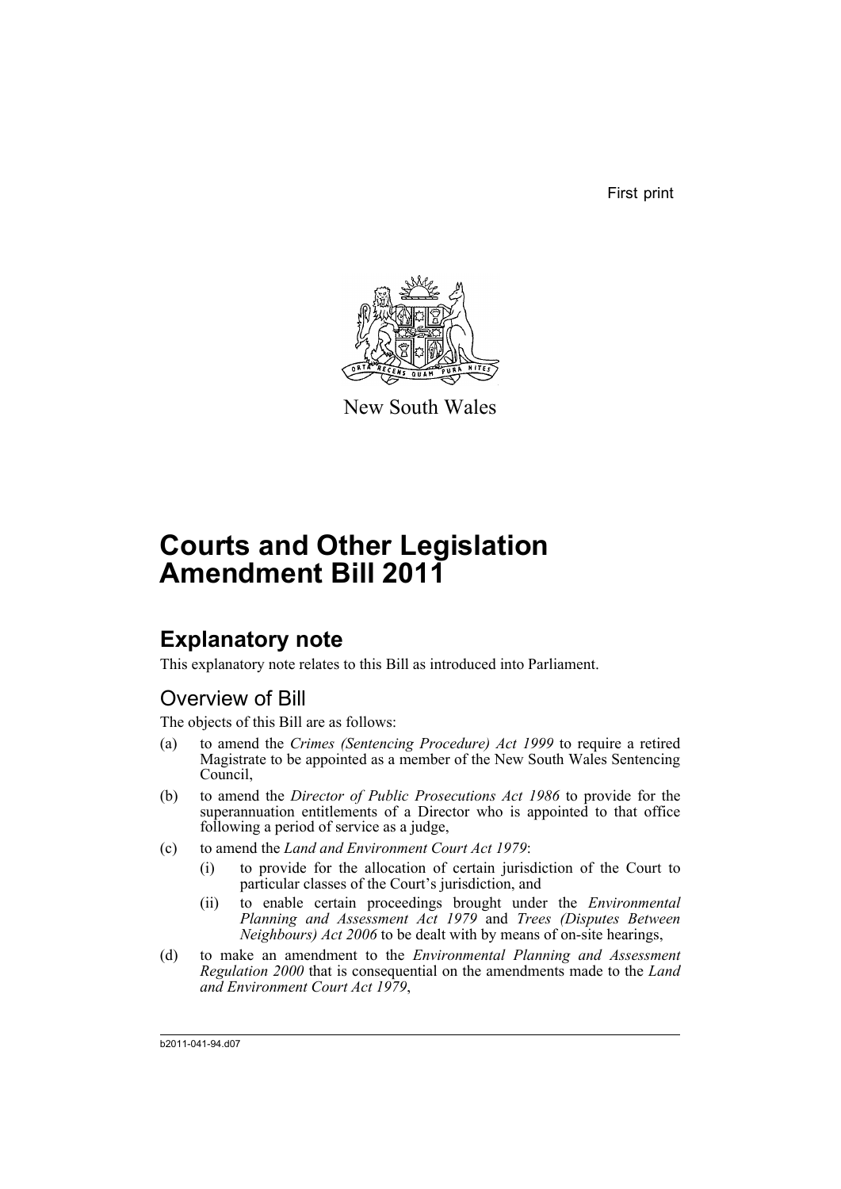First print

New South Wales

# Courts and Other Legislation Amendment Bill 2011

## Explanatory note

This explanatory note relates to this Bill as introduced into Parliament.

### Overview of Bill

The objects of this Bill are as follows:

(a) to amend the *Crimes (Sentencing Procedure) Act 1999* to require a retired Magistrate to be appointed as a member of the New South Wales Sentencing Council,

(b) to amend the *Director of Public Prosecutions Act 1986* to provide for the superannuation entitlements of a Director who is appointed to that office following a period of service as a judge,

(c) to amend the *Land and Environment Court Act 1979*:

(i) to provide for the allocation of certain jurisdiction of the Court to particular classes of the Court's jurisdiction, and

(ii) to enable certain proceedings brought under the *Environmental Planning and Assessment Act 1979* and *Trees (Disputes Between Neighbours) Act 2006* to be dealt with by means of on-site hearings,

(d) to make an amendment to the *Environmental Planning and Assessment Regulation 2000* that is consequential on the amendments made to the *Land and Environment Court Act 1979*,

b2011-041-94.d07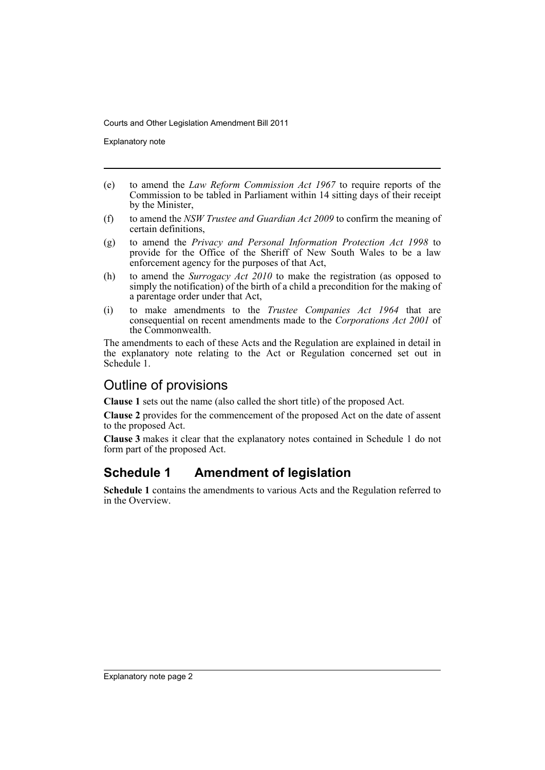(e) to amend the *Law Reform Commission Act 1967* to require reports of the Commission to be tabled in Parliament within 14 sitting days of their receipt by the Minister,

(f) to amend the *NSW Trustee and Guardian Act 2009* to confirm the meaning of certain definitions,

(g) to amend the *Privacy and Personal Information Protection Act 1998* to provide for the Office of the Sheriff of New South Wales to be a law enforcement agency for the purposes of that Act,

(h) to amend the *Surrogacy Act 2010* to make the registration (as opposed to simply the notification) of the birth of a child a precondition for the making of a parentage order under that Act,

(i) to make amendments to the *Trustee Companies Act 1964* that are consequential on recent amendments made to the *Corporations Act 2001* of the Commonwealth.

The amendments to each of these Acts and the Regulation are explained in detail in the explanatory note relating to the Act or Regulation concerned set out in Schedule 1.

## Outline of provisions

**Clause 1** sets out the name (also called the short title) of the proposed Act.

**Clause 2** provides for the commencement of the proposed Act on the date of assent to the proposed Act.

**Clause 3** makes it clear that the explanatory notes contained in Schedule 1 do not form part of the proposed Act.

## Schedule 1 Amendment of legislation

**Schedule 1** contains the amendments to various Acts and the Regulation referred to in the Overview.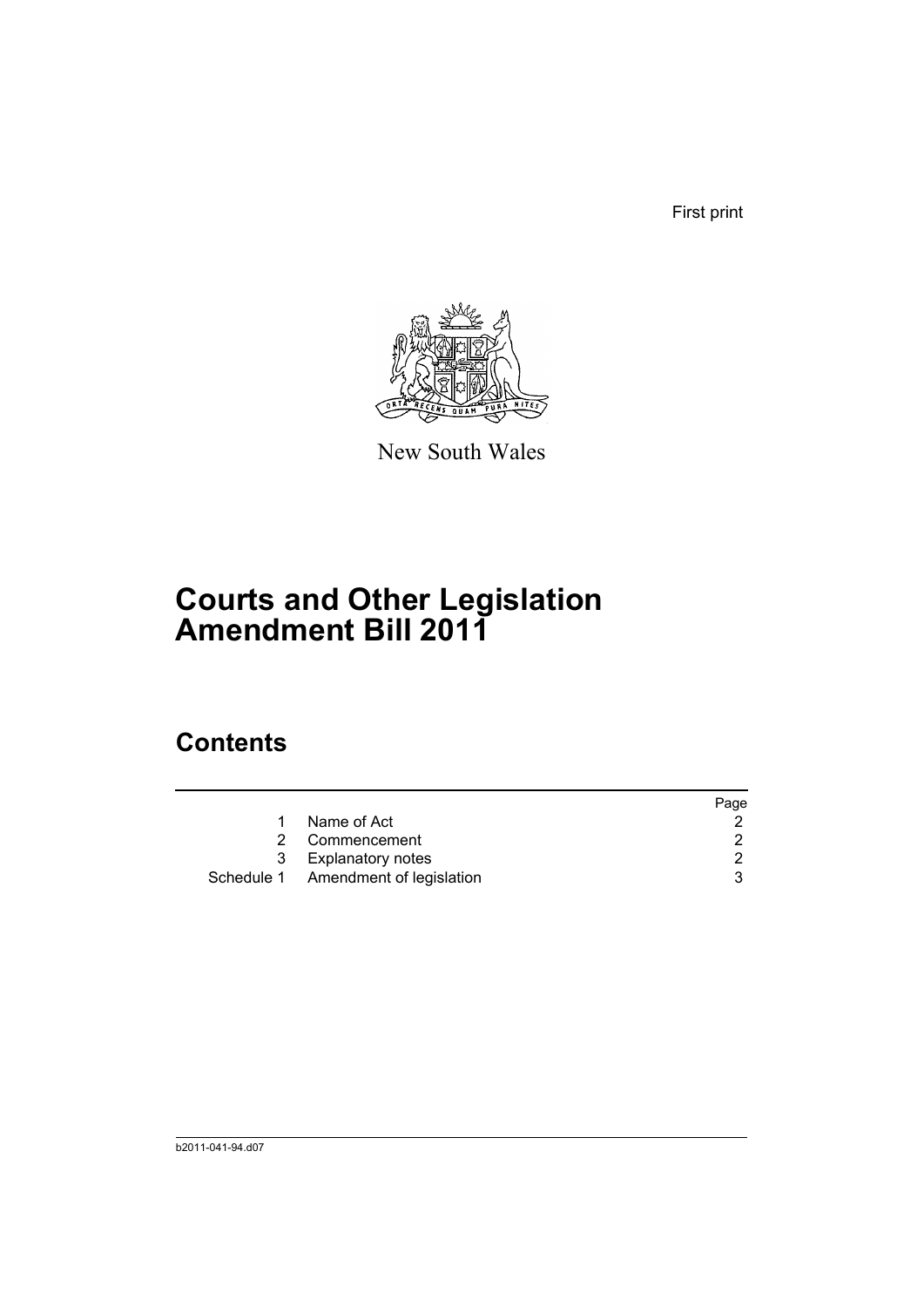First print

New South Wales

# Courts and Other Legislation Amendment Bill 2011

## Contents

| | | Page |
|---|---|---|
| 1 | Name of Act | 2 |
| 2 | Commencement | 2 |
| 3 | Explanatory notes | 2 |
| Schedule 1 | Amendment of legislation | 3 |

b2011-041-94.d07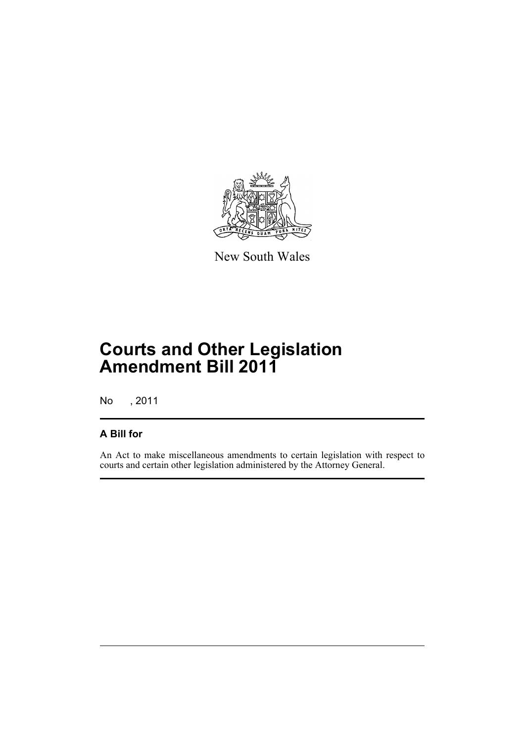New South Wales

# Courts and Other Legislation Amendment Bill 2011

No , 2011

## A Bill for

An Act to make miscellaneous amendments to certain legislation with respect to courts and certain other legislation administered by the Attorney General.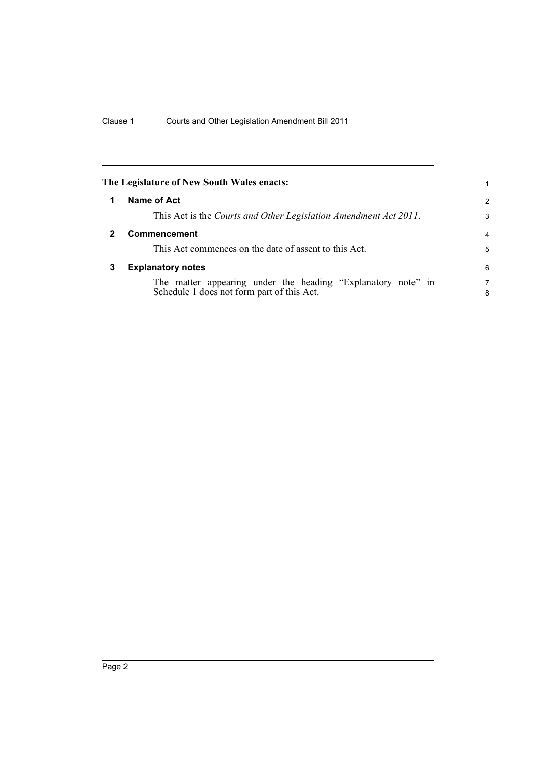**The Legislature of New South Wales enacts:**

## 1 Name of Act

This Act is the *Courts and Other Legislation Amendment Act 2011*.

## 2 Commencement

This Act commences on the date of assent to this Act.

## 3 Explanatory notes

The matter appearing under the heading "Explanatory note" in Schedule 1 does not form part of this Act.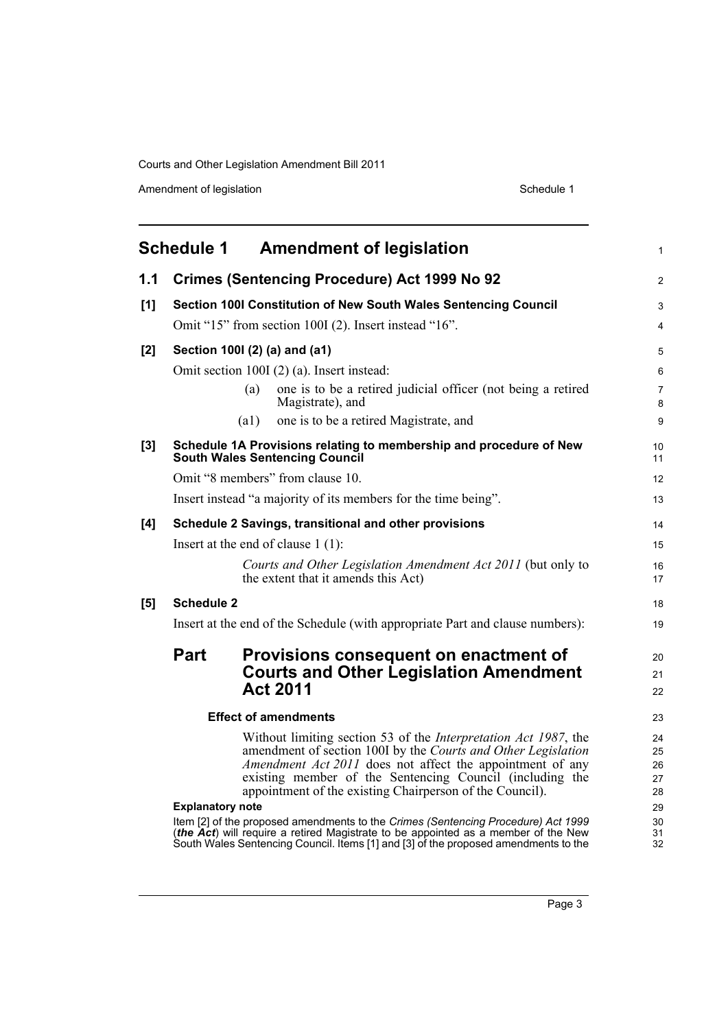# Schedule 1 Amendment of legislation

## 1.1 Crimes (Sentencing Procedure) Act 1999 No 92

### [1] Section 100I Constitution of New South Wales Sentencing Council

Omit "15" from section 100I (2). Insert instead "16".

### [2] Section 100I (2) (a) and (a1)

Omit section 100I (2) (a). Insert instead:

> (a) one is to be a retired judicial officer (not being a retired Magistrate), and
>
> (a1) one is to be a retired Magistrate, and

### [3] Schedule 1A Provisions relating to membership and procedure of New South Wales Sentencing Council

Omit "8 members" from clause 10.

Insert instead "a majority of its members for the time being".

### [4] Schedule 2 Savings, transitional and other provisions

Insert at the end of clause 1 (1):

> *Courts and Other Legislation Amendment Act 2011* (but only to the extent that it amends this Act)

### [5] Schedule 2

Insert at the end of the Schedule (with appropriate Part and clause numbers):

## Part Provisions consequent on enactment of Courts and Other Legislation Amendment Act 2011

**Effect of amendments**

Without limiting section 53 of the *Interpretation Act 1987*, the amendment of section 100I by the *Courts and Other Legislation Amendment Act 2011* does not affect the appointment of any existing member of the Sentencing Council (including the appointment of the existing Chairperson of the Council).

**Explanatory note**

Item [2] of the proposed amendments to the *Crimes (Sentencing Procedure) Act 1999* (***the Act***) will require a retired Magistrate to be appointed as a member of the New South Wales Sentencing Council. Items [1] and [3] of the proposed amendments to the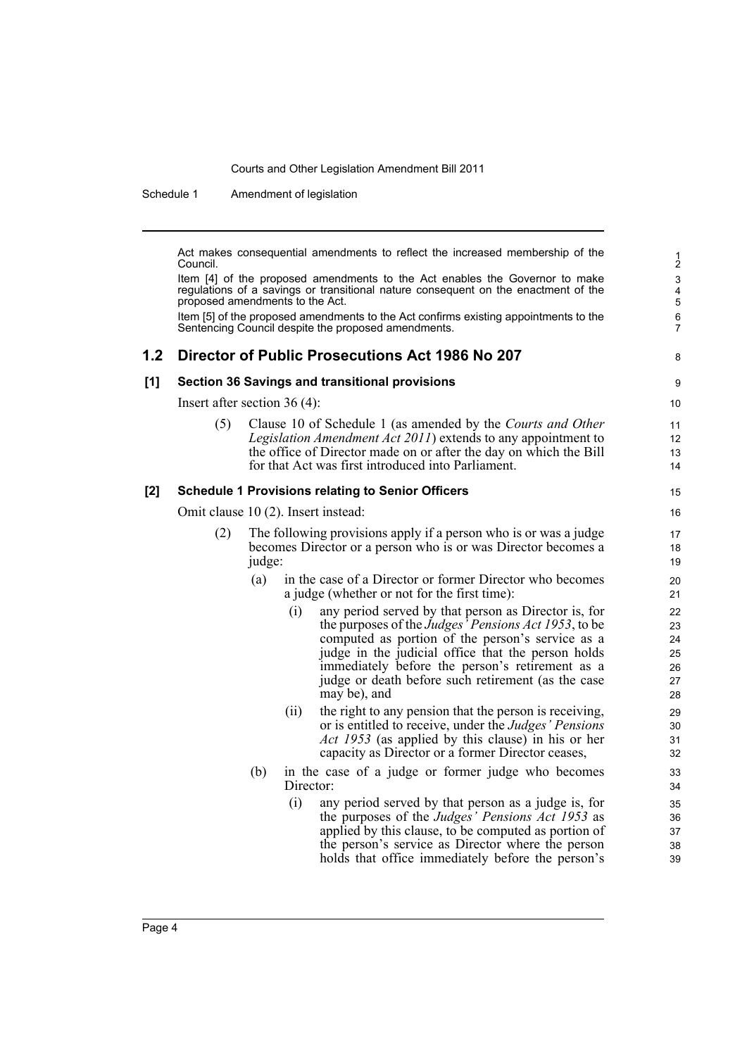Act makes consequential amendments to reflect the increased membership of the Council.

Item [4] of the proposed amendments to the Act enables the Governor to make regulations of a savings or transitional nature consequent on the enactment of the proposed amendments to the Act.

Item [5] of the proposed amendments to the Act confirms existing appointments to the Sentencing Council despite the proposed amendments.

## 1.2 Director of Public Prosecutions Act 1986 No 207

### [1] Section 36 Savings and transitional provisions

Insert after section 36 (4):

(5) Clause 10 of Schedule 1 (as amended by the *Courts and Other Legislation Amendment Act 2011*) extends to any appointment to the office of Director made on or after the day on which the Bill for that Act was first introduced into Parliament.

### [2] Schedule 1 Provisions relating to Senior Officers

Omit clause 10 (2). Insert instead:

(2) The following provisions apply if a person who is or was a judge becomes Director or a person who is or was Director becomes a judge:

(a) in the case of a Director or former Director who becomes a judge (whether or not for the first time):

(i) any period served by that person as Director is, for the purposes of the *Judges' Pensions Act 1953*, to be computed as portion of the person's service as a judge in the judicial office that the person holds immediately before the person's retirement as a judge or death before such retirement (as the case may be), and

(ii) the right to any pension that the person is receiving, or is entitled to receive, under the *Judges' Pensions Act 1953* (as applied by this clause) in his or her capacity as Director or a former Director ceases,

(b) in the case of a judge or former judge who becomes Director:

(i) any period served by that person as a judge is, for the purposes of the *Judges' Pensions Act 1953* as applied by this clause, to be computed as portion of the person's service as Director where the person holds that office immediately before the person's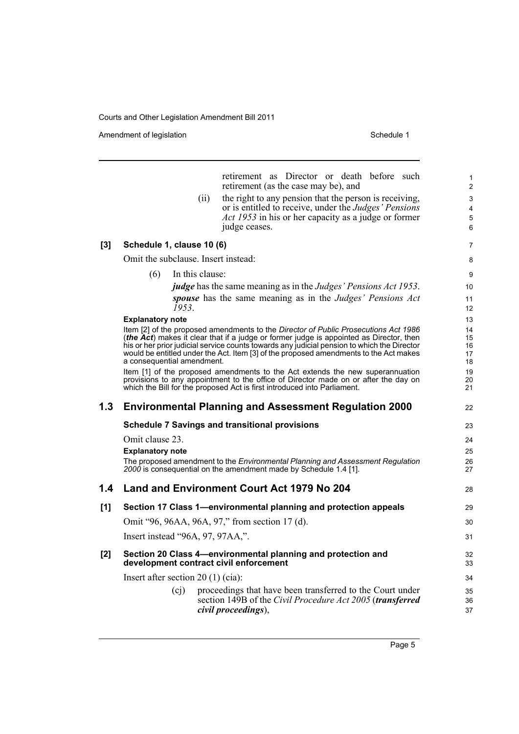retirement as Director or death before such retirement (as the case may be), and

(ii) the right to any pension that the person is receiving, or is entitled to receive, under the *Judges' Pensions Act 1953* in his or her capacity as a judge or former judge ceases.

**[3] Schedule 1, clause 10 (6)**

Omit the subclause. Insert instead:

(6) In this clause:

***judge*** has the same meaning as in the *Judges' Pensions Act 1953*.

***spouse*** has the same meaning as in the *Judges' Pensions Act 1953*.

**Explanatory note**

Item [2] of the proposed amendments to the *Director of Public Prosecutions Act 1986* (***the Act***) makes it clear that if a judge or former judge is appointed as Director, then his or her prior judicial service counts towards any judicial pension to which the Director would be entitled under the Act. Item [3] of the proposed amendments to the Act makes a consequential amendment.

Item [1] of the proposed amendments to the Act extends the new superannuation provisions to any appointment to the office of Director made on or after the day on which the Bill for the proposed Act is first introduced into Parliament.

## 1.3 Environmental Planning and Assessment Regulation 2000

**Schedule 7 Savings and transitional provisions**

Omit clause 23.

**Explanatory note**

The proposed amendment to the *Environmental Planning and Assessment Regulation 2000* is consequential on the amendment made by Schedule 1.4 [1].

## 1.4 Land and Environment Court Act 1979 No 204

**[1] Section 17 Class 1—environmental planning and protection appeals**

Omit "96, 96AA, 96A, 97," from section 17 (d).

Insert instead "96A, 97, 97AA,".

**[2] Section 20 Class 4—environmental planning and protection and development contract civil enforcement**

Insert after section 20 (1) (cia):

(cj) proceedings that have been transferred to the Court under section 149B of the *Civil Procedure Act 2005* (***transferred civil proceedings***),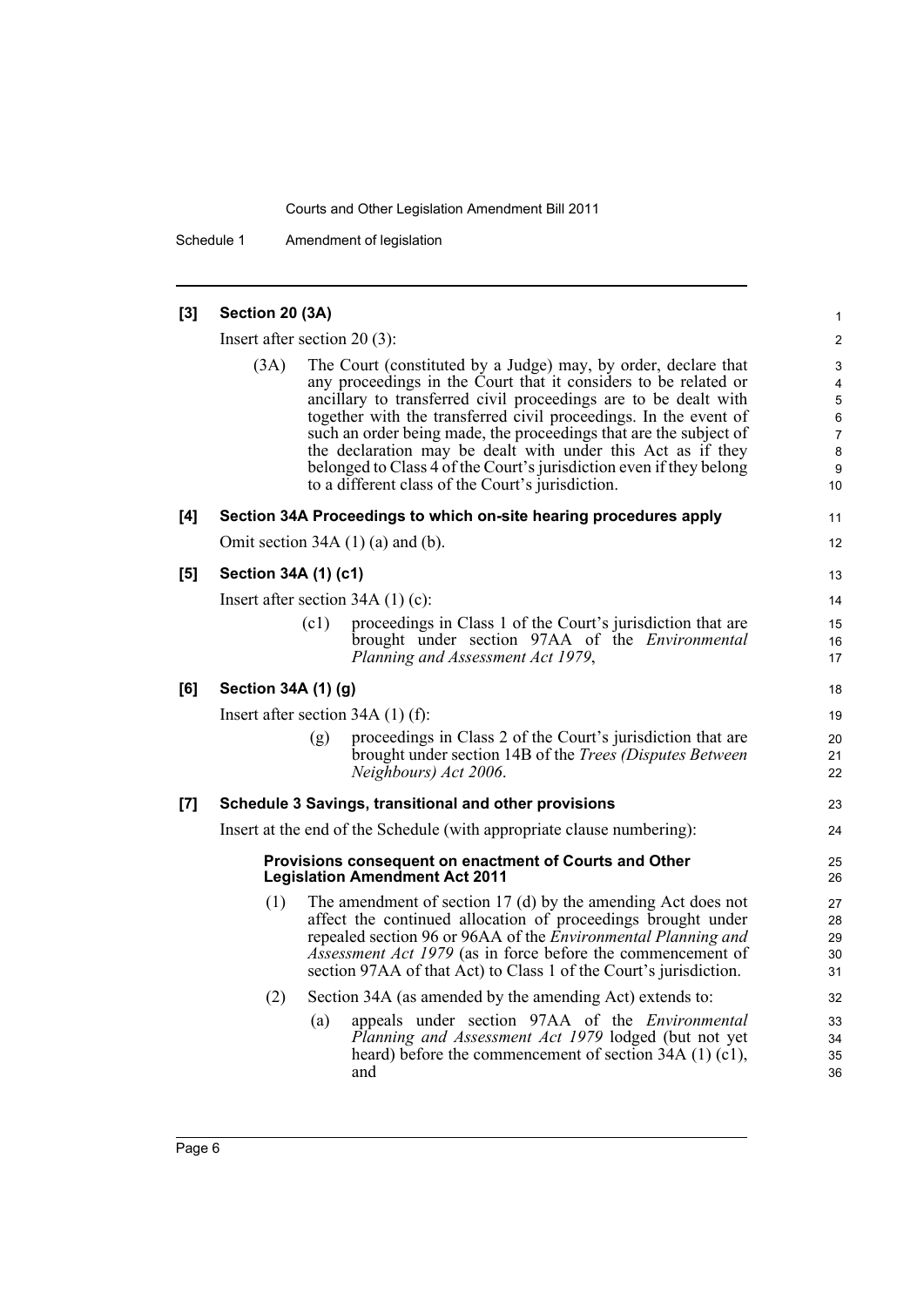**[3] Section 20 (3A)**

Insert after section 20 (3):

(3A) The Court (constituted by a Judge) may, by order, declare that any proceedings in the Court that it considers to be related or ancillary to transferred civil proceedings are to be dealt with together with the transferred civil proceedings. In the event of such an order being made, the proceedings that are the subject of the declaration may be dealt with under this Act as if they belonged to Class 4 of the Court's jurisdiction even if they belong to a different class of the Court's jurisdiction.

**[4] Section 34A Proceedings to which on-site hearing procedures apply**

Omit section 34A (1) (a) and (b).

**[5] Section 34A (1) (c1)**

Insert after section 34A (1) (c):

(c1) proceedings in Class 1 of the Court's jurisdiction that are brought under section 97AA of the *Environmental Planning and Assessment Act 1979*,

**[6] Section 34A (1) (g)**

Insert after section 34A (1) (f):

(g) proceedings in Class 2 of the Court's jurisdiction that are brought under section 14B of the *Trees (Disputes Between Neighbours) Act 2006*.

**[7] Schedule 3 Savings, transitional and other provisions**

Insert at the end of the Schedule (with appropriate clause numbering):

**Provisions consequent on enactment of Courts and Other Legislation Amendment Act 2011**

(1) The amendment of section 17 (d) by the amending Act does not affect the continued allocation of proceedings brought under repealed section 96 or 96AA of the *Environmental Planning and Assessment Act 1979* (as in force before the commencement of section 97AA of that Act) to Class 1 of the Court's jurisdiction.

(2) Section 34A (as amended by the amending Act) extends to:

(a) appeals under section 97AA of the *Environmental Planning and Assessment Act 1979* lodged (but not yet heard) before the commencement of section 34A (1) (c1), and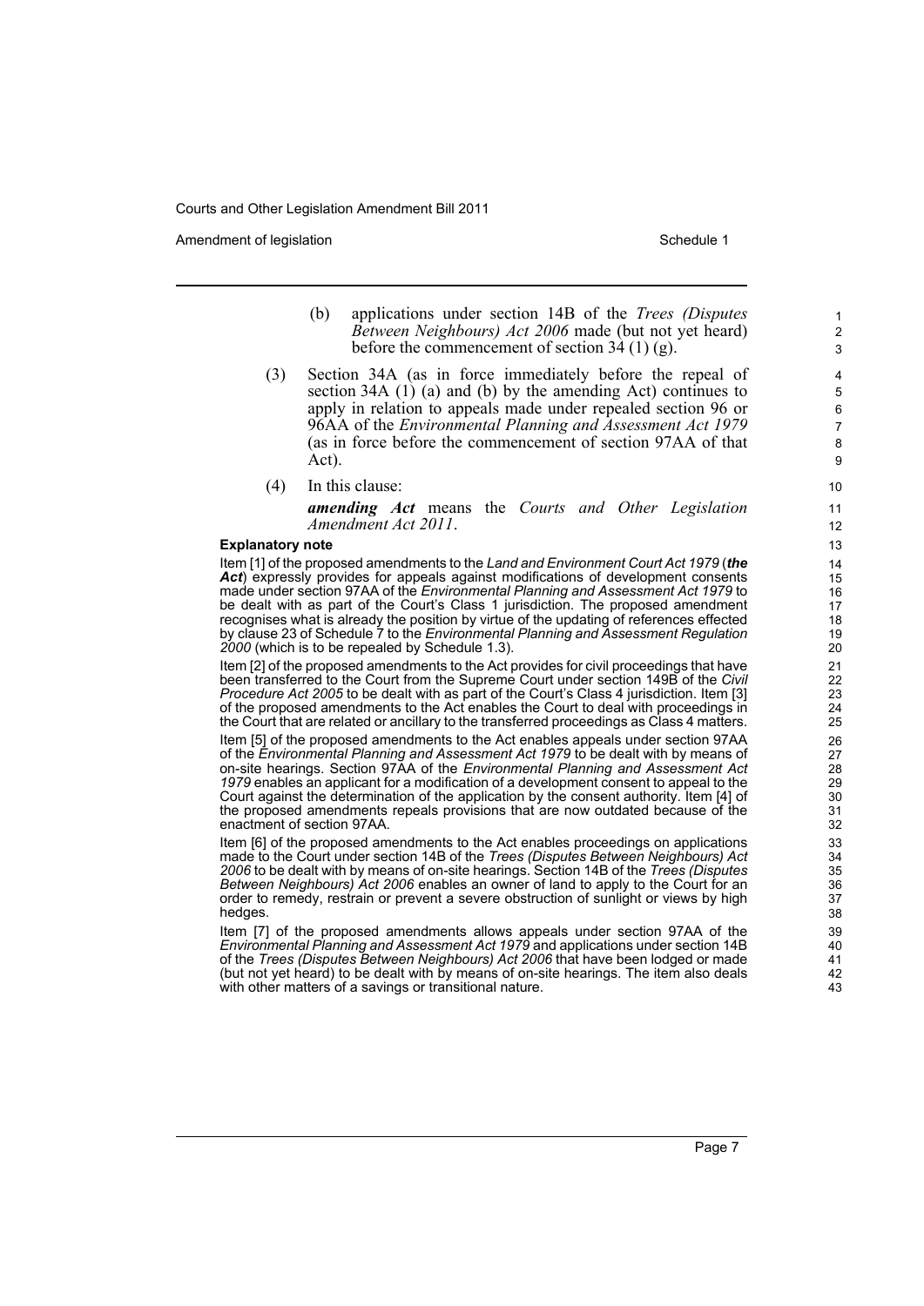(b) applications under section 14B of the *Trees (Disputes Between Neighbours) Act 2006* made (but not yet heard) before the commencement of section 34 (1) (g).

(3) Section 34A (as in force immediately before the repeal of section 34A (1) (a) and (b) by the amending Act) continues to apply in relation to appeals made under repealed section 96 or 96AA of the *Environmental Planning and Assessment Act 1979* (as in force before the commencement of section 97AA of that Act).

(4) In this clause:

***amending Act*** means the *Courts and Other Legislation Amendment Act 2011*.

**Explanatory note**

Item [1] of the proposed amendments to the *Land and Environment Court Act 1979* (***the Act***) expressly provides for appeals against modifications of development consents made under section 97AA of the *Environmental Planning and Assessment Act 1979* to be dealt with as part of the Court's Class 1 jurisdiction. The proposed amendment recognises what is already the position by virtue of the updating of references effected by clause 23 of Schedule 7 to the *Environmental Planning and Assessment Regulation 2000* (which is to be repealed by Schedule 1.3).

Item [2] of the proposed amendments to the Act provides for civil proceedings that have been transferred to the Court from the Supreme Court under section 149B of the *Civil Procedure Act 2005* to be dealt with as part of the Court's Class 4 jurisdiction. Item [3] of the proposed amendments to the Act enables the Court to deal with proceedings in the Court that are related or ancillary to the transferred proceedings as Class 4 matters.

Item [5] of the proposed amendments to the Act enables appeals under section 97AA of the *Environmental Planning and Assessment Act 1979* to be dealt with by means of on-site hearings. Section 97AA of the *Environmental Planning and Assessment Act 1979* enables an applicant for a modification of a development consent to appeal to the Court against the determination of the application by the consent authority. Item [4] of the proposed amendments repeals provisions that are now outdated because of the enactment of section 97AA.

Item [6] of the proposed amendments to the Act enables proceedings on applications made to the Court under section 14B of the *Trees (Disputes Between Neighbours) Act 2006* to be dealt with by means of on-site hearings. Section 14B of the *Trees (Disputes Between Neighbours) Act 2006* enables an owner of land to apply to the Court for an order to remedy, restrain or prevent a severe obstruction of sunlight or views by high hedges.

Item [7] of the proposed amendments allows appeals under section 97AA of the *Environmental Planning and Assessment Act 1979* and applications under section 14B of the *Trees (Disputes Between Neighbours) Act 2006* that have been lodged or made (but not yet heard) to be dealt with by means of on-site hearings. The item also deals with other matters of a savings or transitional nature.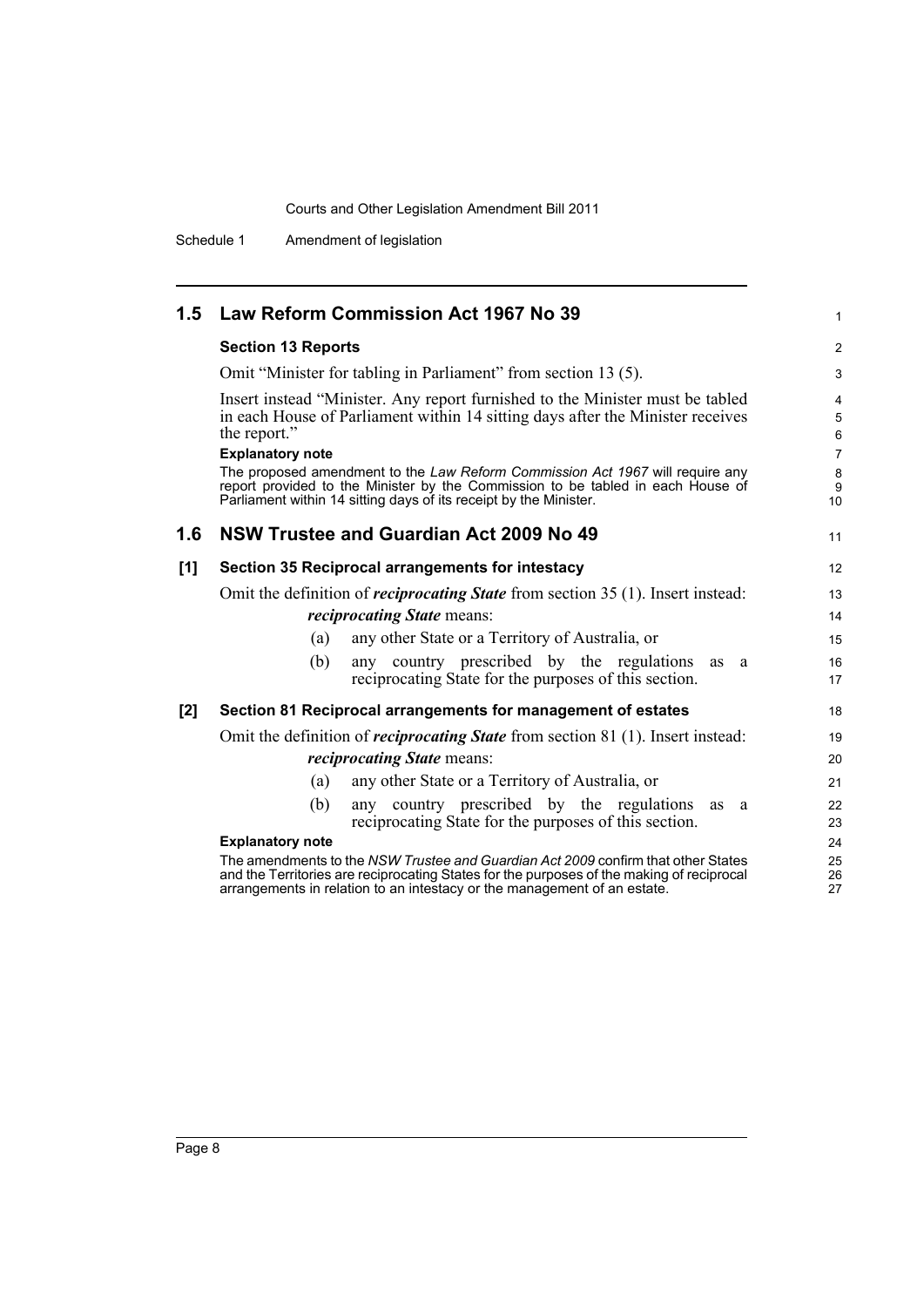## 1.5 Law Reform Commission Act 1967 No 39

**Section 13 Reports**

Omit "Minister for tabling in Parliament" from section 13 (5).

Insert instead "Minister. Any report furnished to the Minister must be tabled in each House of Parliament within 14 sitting days after the Minister receives the report."

**Explanatory note**

The proposed amendment to the *Law Reform Commission Act 1967* will require any report provided to the Minister by the Commission to be tabled in each House of Parliament within 14 sitting days of its receipt by the Minister.

## 1.6 NSW Trustee and Guardian Act 2009 No 49

**[1] Section 35 Reciprocal arrangements for intestacy**

Omit the definition of ***reciprocating State*** from section 35 (1). Insert instead:

***reciprocating State*** means:

(a) any other State or a Territory of Australia, or

(b) any country prescribed by the regulations as a reciprocating State for the purposes of this section.

**[2] Section 81 Reciprocal arrangements for management of estates**

Omit the definition of ***reciprocating State*** from section 81 (1). Insert instead:

***reciprocating State*** means:

(a) any other State or a Territory of Australia, or

(b) any country prescribed by the regulations as a reciprocating State for the purposes of this section.

**Explanatory note**

The amendments to the *NSW Trustee and Guardian Act 2009* confirm that other States and the Territories are reciprocating States for the purposes of the making of reciprocal arrangements in relation to an intestacy or the management of an estate.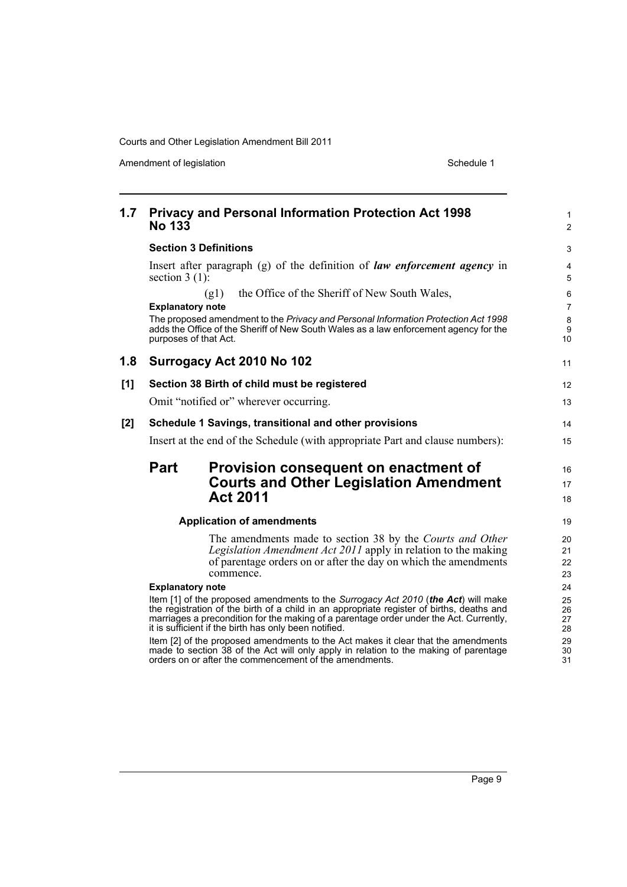## 1.7 Privacy and Personal Information Protection Act 1998 No 133

**Section 3 Definitions**

Insert after paragraph (g) of the definition of ***law enforcement agency*** in section 3 (1):

(g1) the Office of the Sheriff of New South Wales,

**Explanatory note**

The proposed amendment to the *Privacy and Personal Information Protection Act 1998* adds the Office of the Sheriff of New South Wales as a law enforcement agency for the purposes of that Act.

## 1.8 Surrogacy Act 2010 No 102

**[1] Section 38 Birth of child must be registered**

Omit "notified or" wherever occurring.

**[2] Schedule 1 Savings, transitional and other provisions**

Insert at the end of the Schedule (with appropriate Part and clause numbers):

### Part Provision consequent on enactment of Courts and Other Legislation Amendment Act 2011

**Application of amendments**

The amendments made to section 38 by the *Courts and Other Legislation Amendment Act 2011* apply in relation to the making of parentage orders on or after the day on which the amendments commence.

**Explanatory note**

Item [1] of the proposed amendments to the *Surrogacy Act 2010* (***the Act***) will make the registration of the birth of a child in an appropriate register of births, deaths and marriages a precondition for the making of a parentage order under the Act. Currently, it is sufficient if the birth has only been notified.

Item [2] of the proposed amendments to the Act makes it clear that the amendments made to section 38 of the Act will only apply in relation to the making of parentage orders on or after the commencement of the amendments.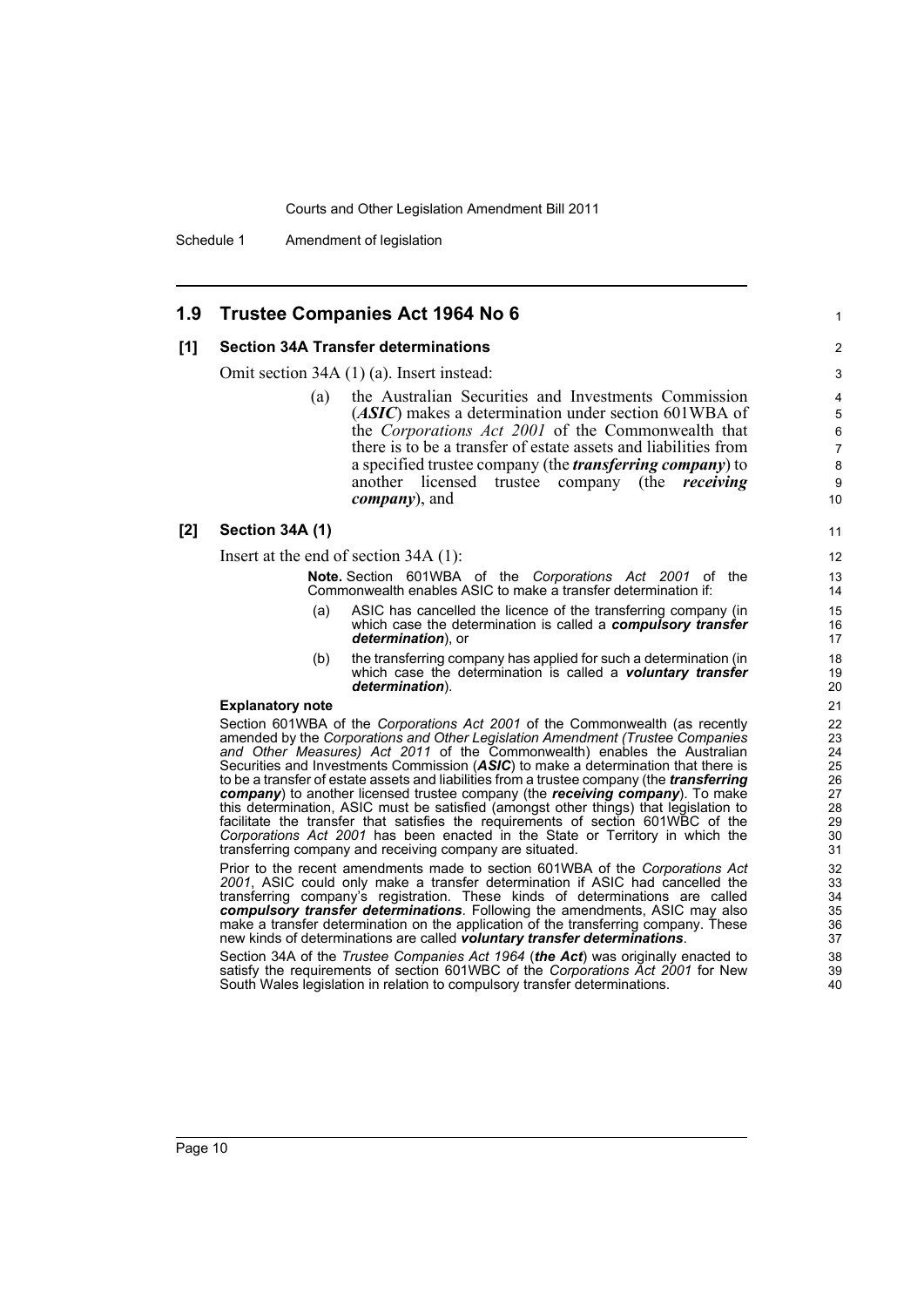## 1.9 Trustee Companies Act 1964 No 6

### [1] Section 34A Transfer determinations

Omit section 34A (1) (a). Insert instead:

> (a) the Australian Securities and Investments Commission (***ASIC***) makes a determination under section 601WBA of the *Corporations Act 2001* of the Commonwealth that there is to be a transfer of estate assets and liabilities from a specified trustee company (the ***transferring company***) to another licensed trustee company (the ***receiving company***), and

### [2] Section 34A (1)

Insert at the end of section 34A (1):

> **Note.** Section 601WBA of the *Corporations Act 2001* of the Commonwealth enables ASIC to make a transfer determination if:
>
> (a) ASIC has cancelled the licence of the transferring company (in which case the determination is called a ***compulsory transfer determination***), or
>
> (b) the transferring company has applied for such a determination (in which case the determination is called a ***voluntary transfer determination***).

#### Explanatory note

Section 601WBA of the *Corporations Act 2001* of the Commonwealth (as recently amended by the *Corporations and Other Legislation Amendment (Trustee Companies and Other Measures) Act 2011* of the Commonwealth) enables the Australian Securities and Investments Commission (***ASIC***) to make a determination that there is to be a transfer of estate assets and liabilities from a trustee company (the ***transferring company***) to another licensed trustee company (the ***receiving company***). To make this determination, ASIC must be satisfied (amongst other things) that legislation to facilitate the transfer that satisfies the requirements of section 601WBC of the *Corporations Act 2001* has been enacted in the State or Territory in which the transferring company and receiving company are situated.

Prior to the recent amendments made to section 601WBA of the *Corporations Act 2001*, ASIC could only make a transfer determination if ASIC had cancelled the transferring company's registration. These kinds of determinations are called ***compulsory transfer determinations***. Following the amendments, ASIC may also make a transfer determination on the application of the transferring company. These new kinds of determinations are called ***voluntary transfer determinations***.

Section 34A of the *Trustee Companies Act 1964* (***the Act***) was originally enacted to satisfy the requirements of section 601WBC of the *Corporations Act 2001* for New South Wales legislation in relation to compulsory transfer determinations.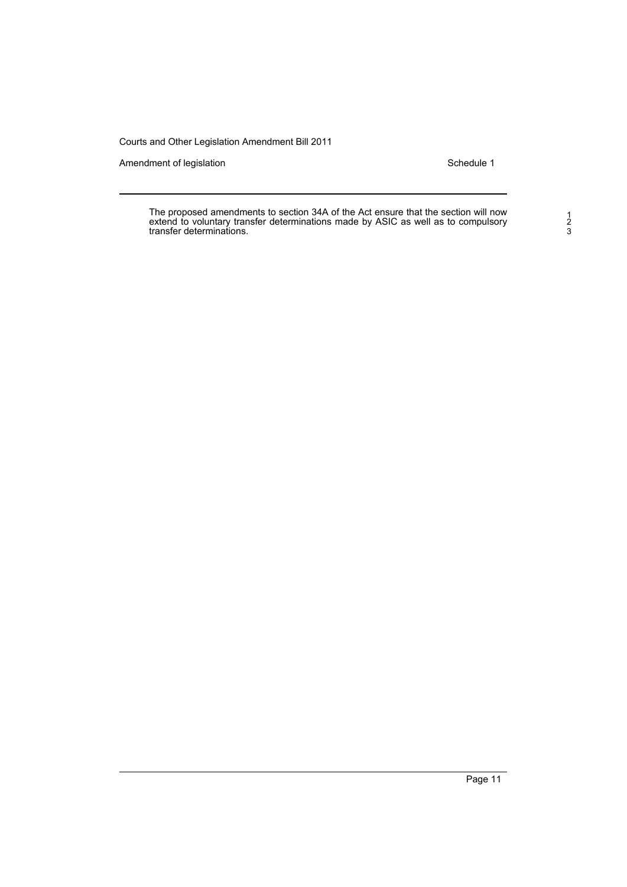The proposed amendments to section 34A of the Act ensure that the section will now extend to voluntary transfer determinations made by ASIC as well as to compulsory transfer determinations.